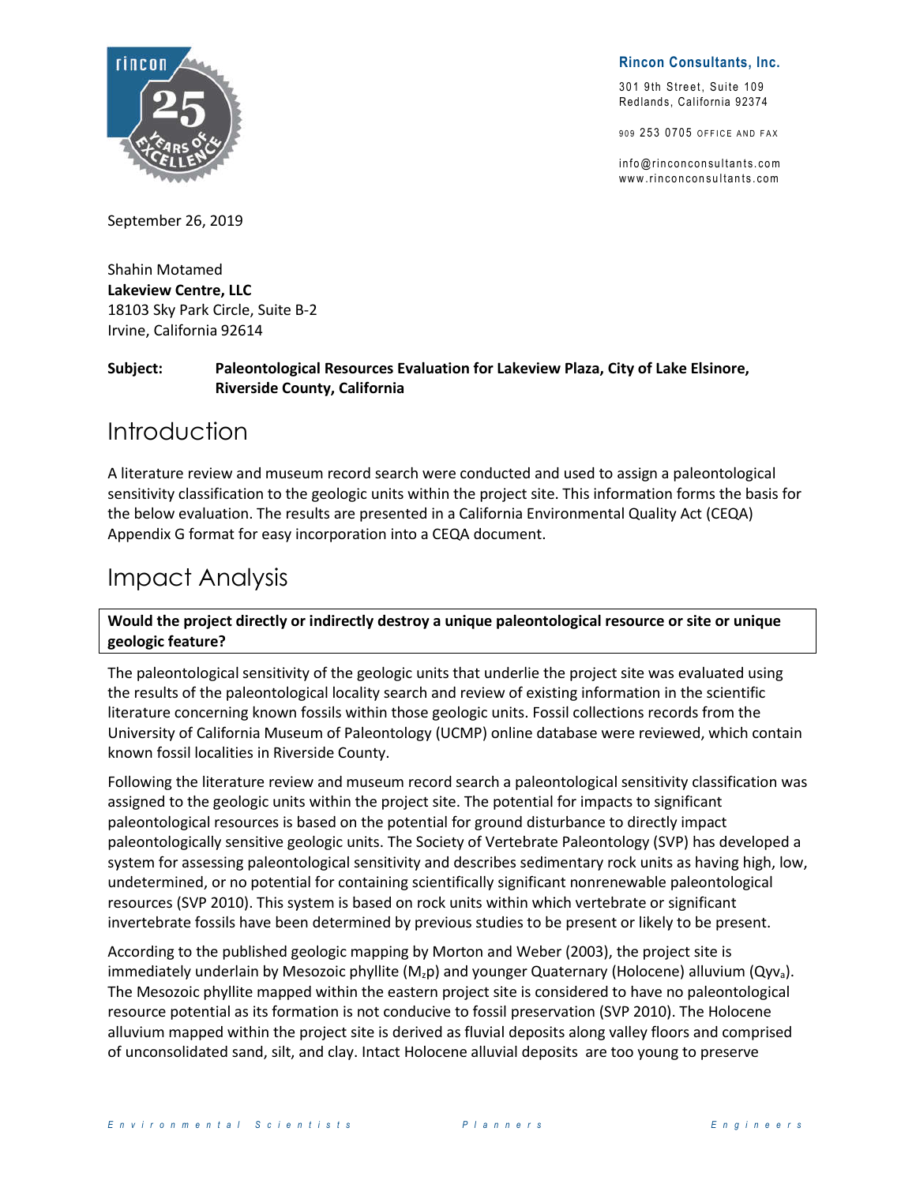Rincon Consultants, Inc.

301 9th Street, Suite 109
Redlands, California 92374

909 253 0705 OFFICE AND FAX

info@rinconconsultants.com
www.rinconconsultants.com

September 26, 2019

Shahin Motamed
**Lakeview Centre, LLC**
18103 Sky Park Circle, Suite B-2
Irvine, California 92614

**Subject: Paleontological Resources Evaluation for Lakeview Plaza, City of Lake Elsinore, Riverside County, California**

# Introduction

A literature review and museum record search were conducted and used to assign a paleontological sensitivity classification to the geologic units within the project site. This information forms the basis for the below evaluation. The results are presented in a California Environmental Quality Act (CEQA) Appendix G format for easy incorporation into a CEQA document.

# Impact Analysis

**Would the project directly or indirectly destroy a unique paleontological resource or site or unique geologic feature?**

The paleontological sensitivity of the geologic units that underlie the project site was evaluated using the results of the paleontological locality search and review of existing information in the scientific literature concerning known fossils within those geologic units. Fossil collections records from the University of California Museum of Paleontology (UCMP) online database were reviewed, which contain known fossil localities in Riverside County.

Following the literature review and museum record search a paleontological sensitivity classification was assigned to the geologic units within the project site. The potential for impacts to significant paleontological resources is based on the potential for ground disturbance to directly impact paleontologically sensitive geologic units. The Society of Vertebrate Paleontology (SVP) has developed a system for assessing paleontological sensitivity and describes sedimentary rock units as having high, low, undetermined, or no potential for containing scientifically significant nonrenewable paleontological resources (SVP 2010). This system is based on rock units within which vertebrate or significant invertebrate fossils have been determined by previous studies to be present or likely to be present.

According to the published geologic mapping by Morton and Weber (2003), the project site is immediately underlain by Mesozoic phyllite ($M_z p$) and younger Quaternary (Holocene) alluvium ($Qyv_a$). The Mesozoic phyllite mapped within the eastern project site is considered to have no paleontological resource potential as its formation is not conducive to fossil preservation (SVP 2010). The Holocene alluvium mapped within the project site is derived as fluvial deposits along valley floors and comprised of unconsolidated sand, silt, and clay. Intact Holocene alluvial deposits are too young to preserve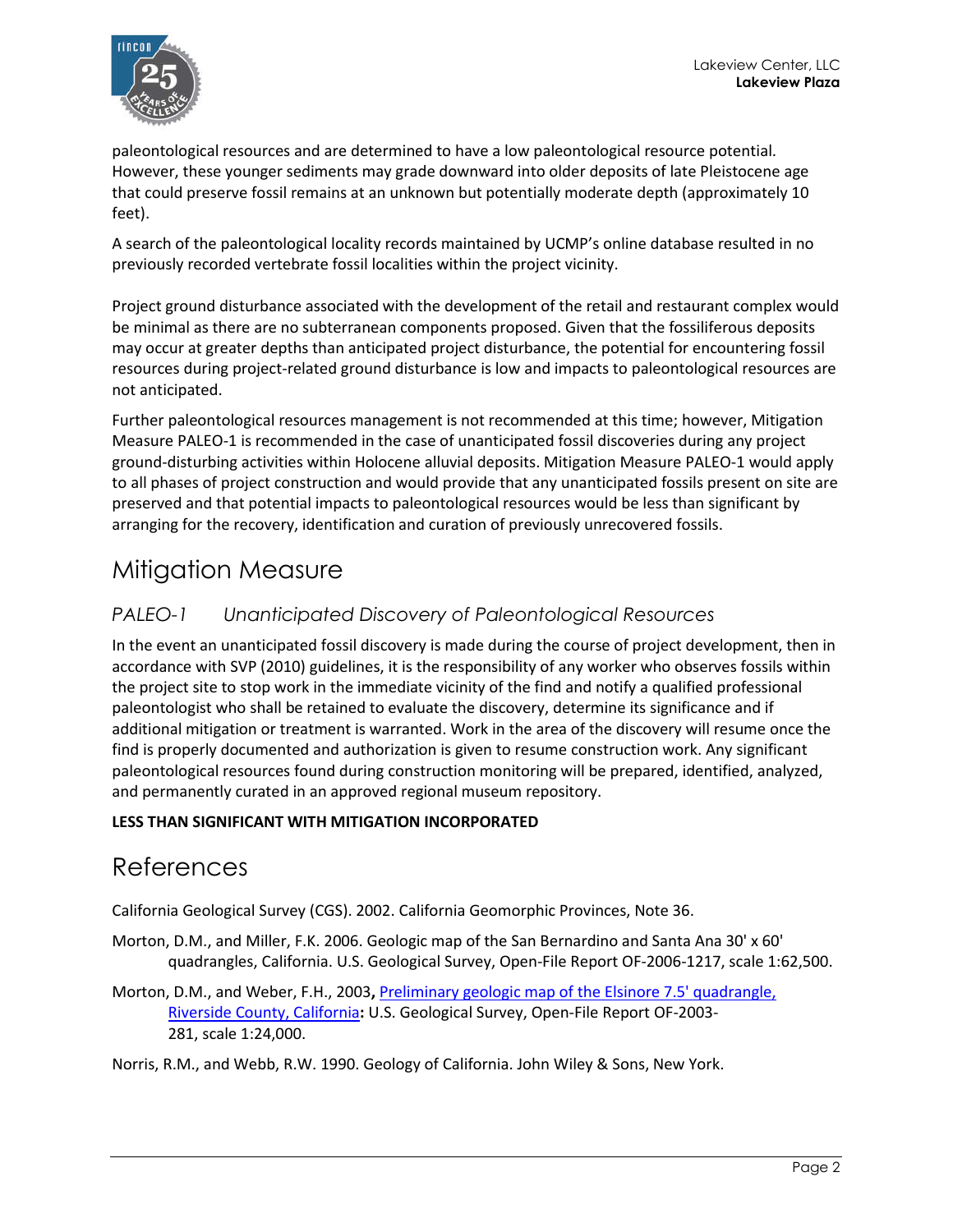paleontological resources and are determined to have a low paleontological resource potential. However, these younger sediments may grade downward into older deposits of late Pleistocene age that could preserve fossil remains at an unknown but potentially moderate depth (approximately 10 feet).

A search of the paleontological locality records maintained by UCMP's online database resulted in no previously recorded vertebrate fossil localities within the project vicinity.

Project ground disturbance associated with the development of the retail and restaurant complex would be minimal as there are no subterranean components proposed. Given that the fossiliferous deposits may occur at greater depths than anticipated project disturbance, the potential for encountering fossil resources during project-related ground disturbance is low and impacts to paleontological resources are not anticipated.

Further paleontological resources management is not recommended at this time; however, Mitigation Measure PALEO-1 is recommended in the case of unanticipated fossil discoveries during any project ground-disturbing activities within Holocene alluvial deposits. Mitigation Measure PALEO-1 would apply to all phases of project construction and would provide that any unanticipated fossils present on site are preserved and that potential impacts to paleontological resources would be less than significant by arranging for the recovery, identification and curation of previously unrecovered fossils.

## Mitigation Measure

### *PALEO-1 Unanticipated Discovery of Paleontological Resources*

In the event an unanticipated fossil discovery is made during the course of project development, then in accordance with SVP (2010) guidelines, it is the responsibility of any worker who observes fossils within the project site to stop work in the immediate vicinity of the find and notify a qualified professional paleontologist who shall be retained to evaluate the discovery, determine its significance and if additional mitigation or treatment is warranted. Work in the area of the discovery will resume once the find is properly documented and authorization is given to resume construction work. Any significant paleontological resources found during construction monitoring will be prepared, identified, analyzed, and permanently curated in an approved regional museum repository.

**LESS THAN SIGNIFICANT WITH MITIGATION INCORPORATED**

## References

California Geological Survey (CGS). 2002. California Geomorphic Provinces, Note 36.

Morton, D.M., and Miller, F.K. 2006. Geologic map of the San Bernardino and Santa Ana 30' x 60' quadrangles, California. U.S. Geological Survey, Open-File Report OF-2006-1217, scale 1:62,500.

Morton, D.M., and Weber, F.H., 2003**,** Preliminary geologic map of the Elsinore 7.5' quadrangle, Riverside County, California**:** U.S. Geological Survey, Open-File Report OF-2003-281, scale 1:24,000.

Norris, R.M., and Webb, R.W. 1990. Geology of California. John Wiley & Sons, New York.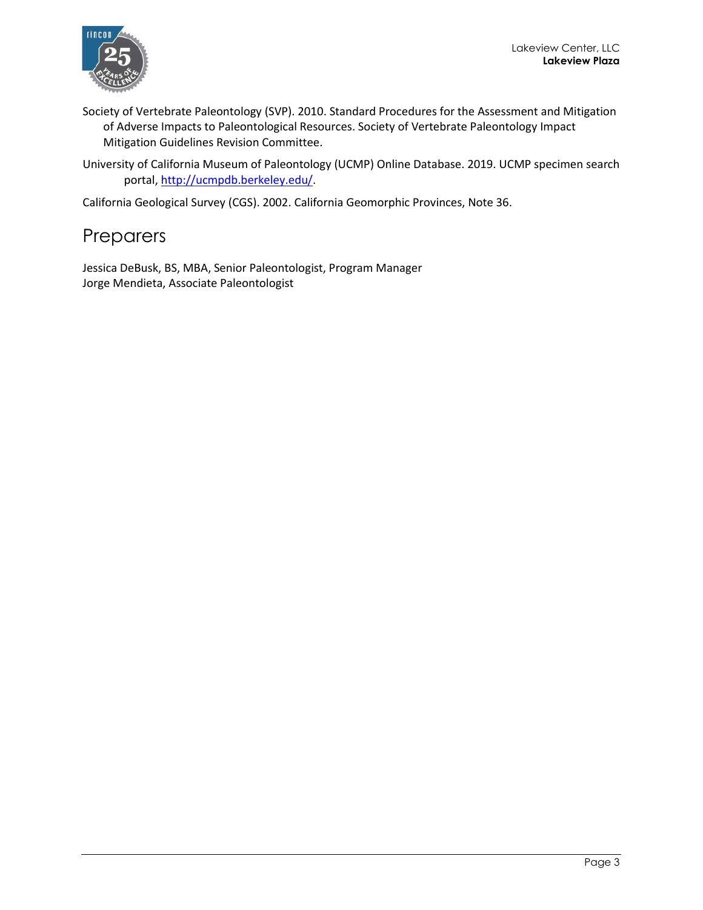Society of Vertebrate Paleontology (SVP). 2010. Standard Procedures for the Assessment and Mitigation of Adverse Impacts to Paleontological Resources. Society of Vertebrate Paleontology Impact Mitigation Guidelines Revision Committee.

University of California Museum of Paleontology (UCMP) Online Database. 2019. UCMP specimen search portal, http://ucmpdb.berkeley.edu/.

California Geological Survey (CGS). 2002. California Geomorphic Provinces, Note 36.

## Preparers

Jessica DeBusk, BS, MBA, Senior Paleontologist, Program Manager
Jorge Mendieta, Associate Paleontologist